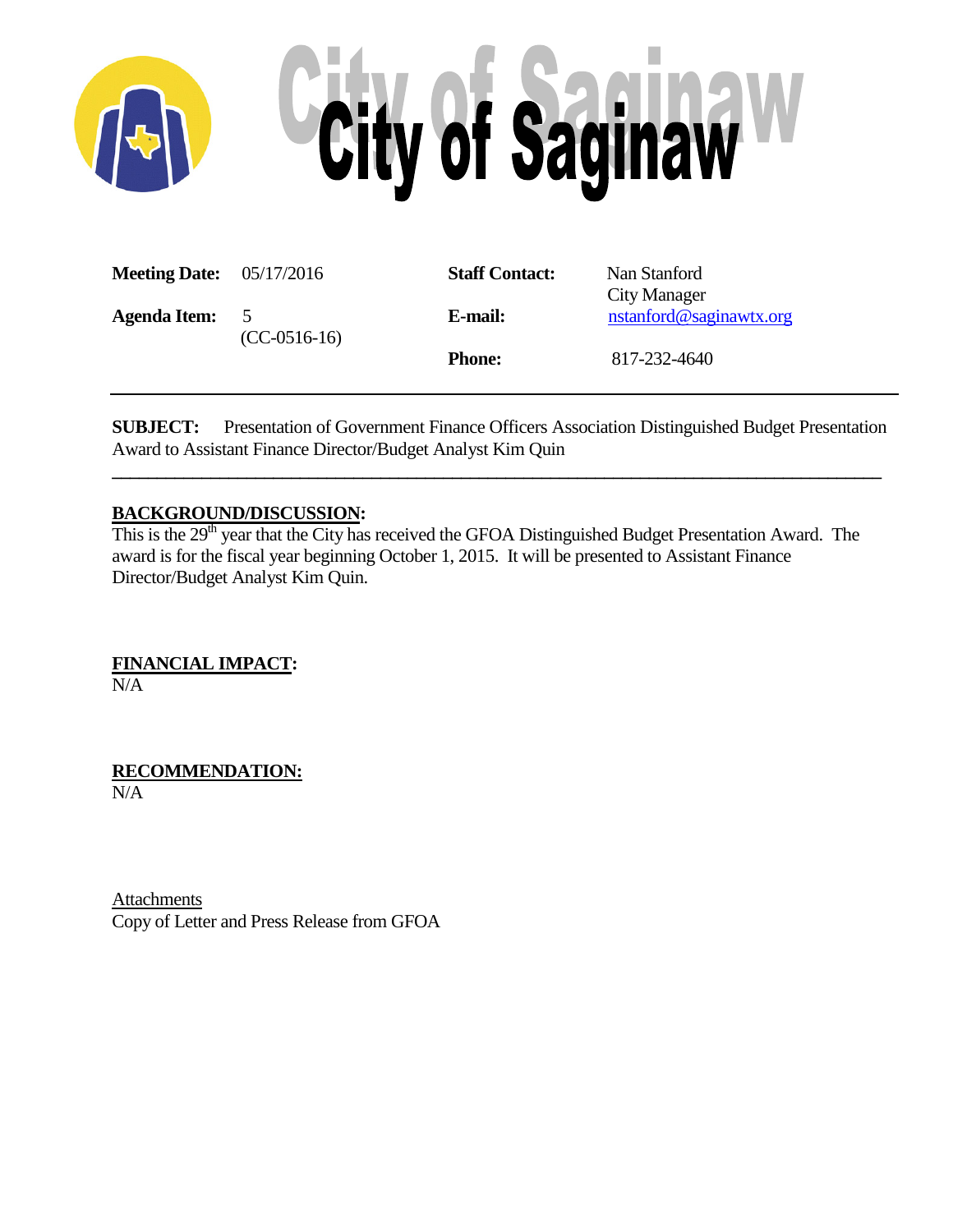# City of Saginaw

| | | | |
|---|---|---|---|
| **Meeting Date:** | 05/17/2016 | **Staff Contact:** | Nan Stanford<br>City Manager |
| **Agenda Item:** | 5<br>(CC-0516-16) | **E-mail:** | nstanford@saginawtx.org |
| | | **Phone:** | 817-232-4640 |

---

**SUBJECT:** Presentation of Government Finance Officers Association Distinguished Budget Presentation Award to Assistant Finance Director/Budget Analyst Kim Quin

---

**BACKGROUND/DISCUSSION:**

This is the 29th year that the City has received the GFOA Distinguished Budget Presentation Award. The award is for the fiscal year beginning October 1, 2015. It will be presented to Assistant Finance Director/Budget Analyst Kim Quin.

**FINANCIAL IMPACT:**

N/A

**RECOMMENDATION:**

N/A

Attachments

Copy of Letter and Press Release from GFOA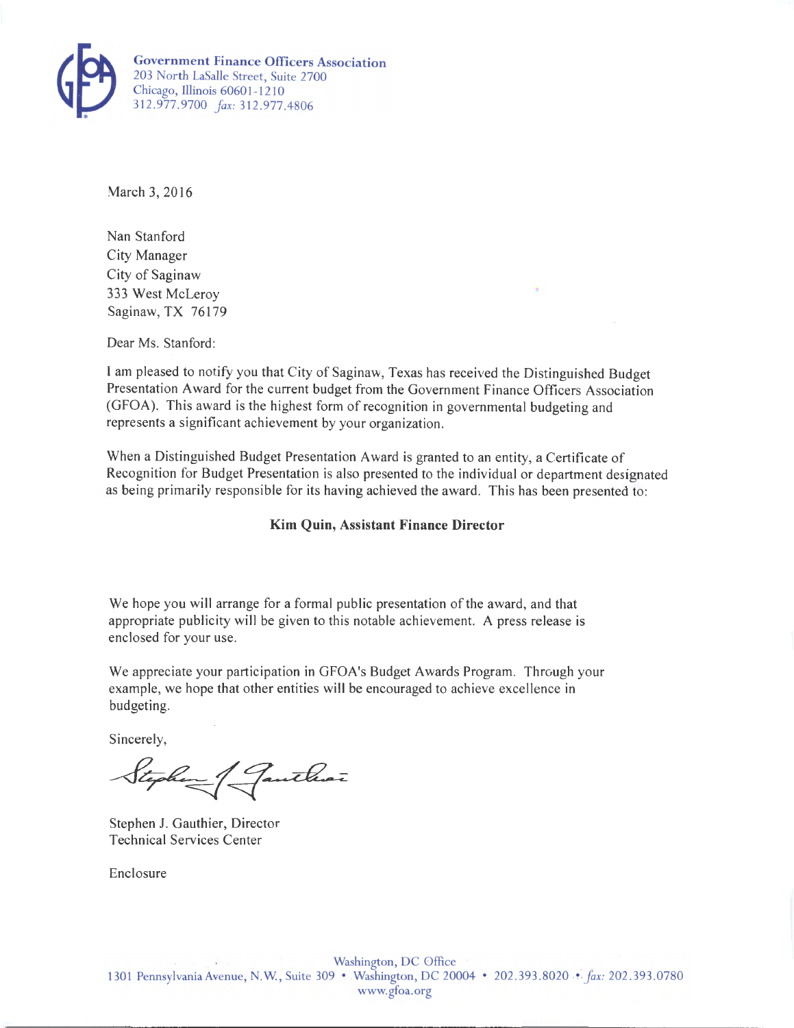**Government Finance Officers Association**
203 North LaSalle Street, Suite 2700
Chicago, Illinois 60601-1210
312.977.9700 *fax:* 312.977.4806

March 3, 2016

Nan Stanford
City Manager
City of Saginaw
333 West McLeroy
Saginaw, TX 76179

Dear Ms. Stanford:

I am pleased to notify you that City of Saginaw, Texas has received the Distinguished Budget Presentation Award for the current budget from the Government Finance Officers Association (GFOA). This award is the highest form of recognition in governmental budgeting and represents a significant achievement by your organization.

When a Distinguished Budget Presentation Award is granted to an entity, a Certificate of Recognition for Budget Presentation is also presented to the individual or department designated as being primarily responsible for its having achieved the award. This has been presented to:

**Kim Quin, Assistant Finance Director**

We hope you will arrange for a formal public presentation of the award, and that appropriate publicity will be given to this notable achievement. A press release is enclosed for your use.

We appreciate your participation in GFOA's Budget Awards Program. Through your example, we hope that other entities will be encouraged to achieve excellence in budgeting.

Sincerely,

Stephen J. Gauthier

Stephen J. Gauthier, Director
Technical Services Center

Enclosure

Washington, DC Office
1301 Pennsylvania Avenue, N.W., Suite 309 • Washington, DC 20004 • 202.393.8020 • *fax:* 202.393.0780
www.gfoa.org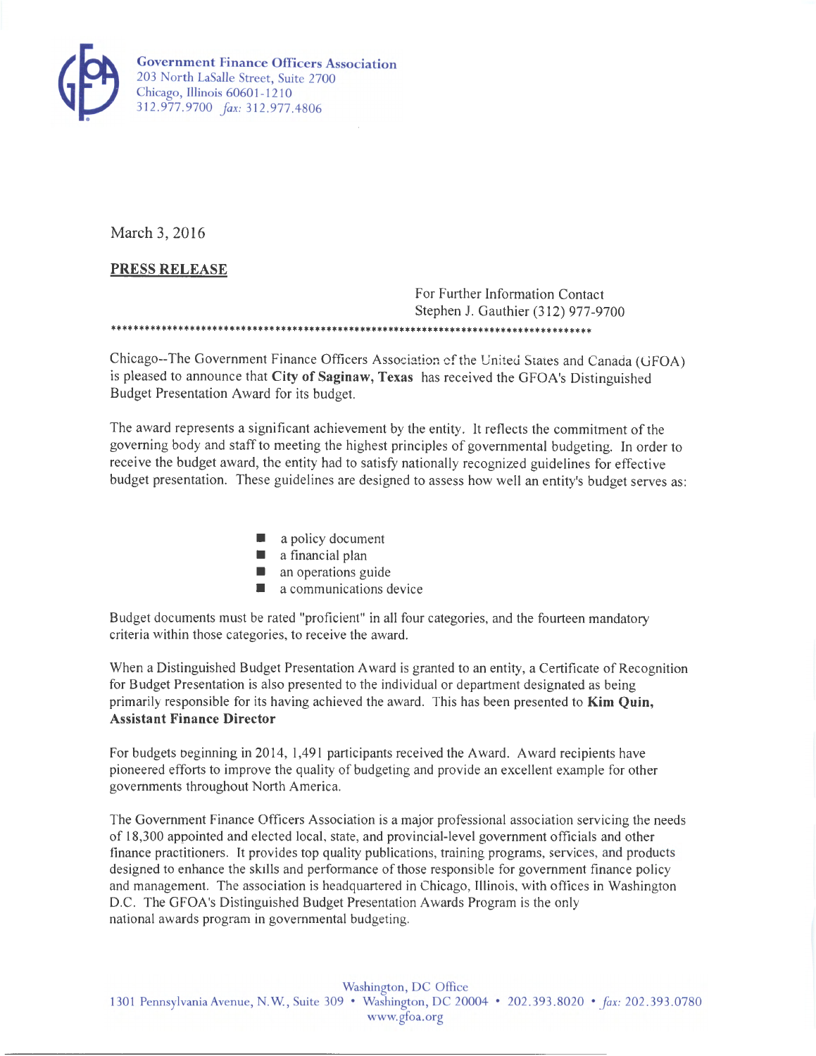**Government Finance Officers Association**
203 North LaSalle Street, Suite 2700
Chicago, Illinois 60601-1210
312.977.9700 *fax:* 312.977.4806

March 3, 2016

**PRESS RELEASE**

For Further Information Contact
Stephen J. Gauthier (312) 977-9700

************************************************************************************

Chicago--The Government Finance Officers Association of the United States and Canada (GFOA) is pleased to announce that **City of Saginaw, Texas** has received the GFOA's Distinguished Budget Presentation Award for its budget.

The award represents a significant achievement by the entity. It reflects the commitment of the governing body and staff to meeting the highest principles of governmental budgeting. In order to receive the budget award, the entity had to satisfy nationally recognized guidelines for effective budget presentation. These guidelines are designed to assess how well an entity's budget serves as:

- a policy document
- a financial plan
- an operations guide
- a communications device

Budget documents must be rated "proficient" in all four categories, and the fourteen mandatory criteria within those categories, to receive the award.

When a Distinguished Budget Presentation Award is granted to an entity, a Certificate of Recognition for Budget Presentation is also presented to the individual or department designated as being primarily responsible for its having achieved the award. This has been presented to **Kim Quin, Assistant Finance Director**

For budgets beginning in 2014, 1,491 participants received the Award. Award recipients have pioneered efforts to improve the quality of budgeting and provide an excellent example for other governments throughout North America.

The Government Finance Officers Association is a major professional association servicing the needs of 18,300 appointed and elected local, state, and provincial-level government officials and other finance practitioners. It provides top quality publications, training programs, services, and products designed to enhance the skills and performance of those responsible for government finance policy and management. The association is headquartered in Chicago, Illinois, with offices in Washington D.C. The GFOA's Distinguished Budget Presentation Awards Program is the only national awards program in governmental budgeting.

Washington, DC Office
1301 Pennsylvania Avenue, N.W., Suite 309 • Washington, DC 20004 • 202.393.8020 • *fax:* 202.393.0780
www.gfoa.org